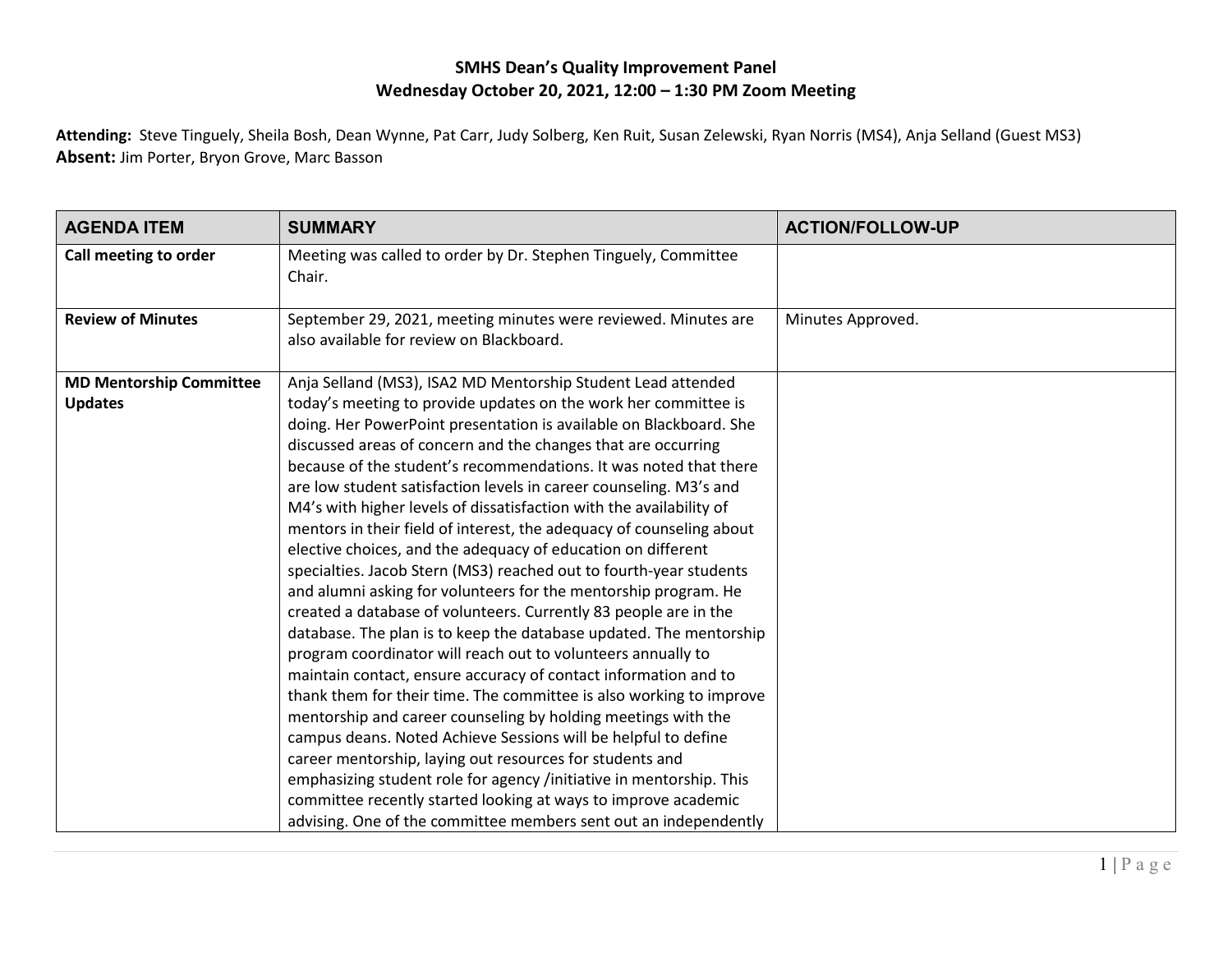**SMHS Dean's Quality Improvement Panel**
**Wednesday October 20, 2021, 12:00 – 1:30 PM Zoom Meeting**

**Attending:** Steve Tinguely, Sheila Bosh, Dean Wynne, Pat Carr, Judy Solberg, Ken Ruit, Susan Zelewski, Ryan Norris (MS4), Anja Selland (Guest MS3)
**Absent:** Jim Porter, Bryon Grove, Marc Basson

| AGENDA ITEM | SUMMARY | ACTION/FOLLOW-UP |
|---|---|---|
| **Call meeting to order** | Meeting was called to order by Dr. Stephen Tinguely, Committee Chair. | |
| **Review of Minutes** | September 29, 2021, meeting minutes were reviewed. Minutes are also available for review on Blackboard. | Minutes Approved. |
| **MD Mentorship Committee Updates** | Anja Selland (MS3), ISA2 MD Mentorship Student Lead attended today's meeting to provide updates on the work her committee is doing. Her PowerPoint presentation is available on Blackboard. She discussed areas of concern and the changes that are occurring because of the student's recommendations. It was noted that there are low student satisfaction levels in career counseling. M3's and M4's with higher levels of dissatisfaction with the availability of mentors in their field of interest, the adequacy of counseling about elective choices, and the adequacy of education on different specialties. Jacob Stern (MS3) reached out to fourth-year students and alumni asking for volunteers for the mentorship program. He created a database of volunteers. Currently 83 people are in the database. The plan is to keep the database updated. The mentorship program coordinator will reach out to volunteers annually to maintain contact, ensure accuracy of contact information and to thank them for their time. The committee is also working to improve mentorship and career counseling by holding meetings with the campus deans. Noted Achieve Sessions will be helpful to define career mentorship, laying out resources for students and emphasizing student role for agency /initiative in mentorship. This committee recently started looking at ways to improve academic advising. One of the committee members sent out an independently | |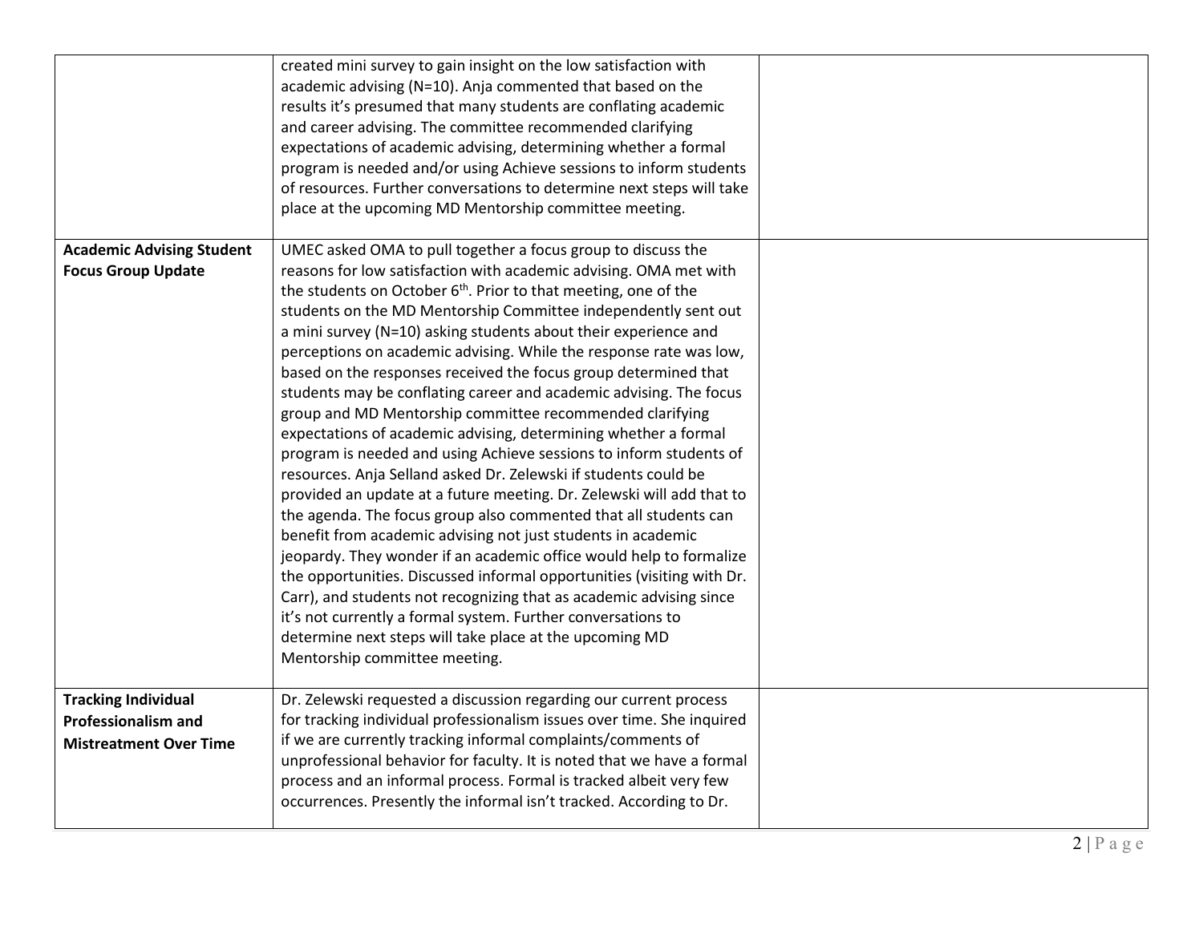| | | |
|---|---|---|
| | created mini survey to gain insight on the low satisfaction with academic advising (N=10). Anja commented that based on the results it's presumed that many students are conflating academic and career advising. The committee recommended clarifying expectations of academic advising, determining whether a formal program is needed and/or using Achieve sessions to inform students of resources. Further conversations to determine next steps will take place at the upcoming MD Mentorship committee meeting. | |
| **Academic Advising Student Focus Group Update** | UMEC asked OMA to pull together a focus group to discuss the reasons for low satisfaction with academic advising. OMA met with the students on October 6th. Prior to that meeting, one of the students on the MD Mentorship Committee independently sent out a mini survey (N=10) asking students about their experience and perceptions on academic advising. While the response rate was low, based on the responses received the focus group determined that students may be conflating career and academic advising. The focus group and MD Mentorship committee recommended clarifying expectations of academic advising, determining whether a formal program is needed and using Achieve sessions to inform students of resources. Anja Selland asked Dr. Zelewski if students could be provided an update at a future meeting. Dr. Zelewski will add that to the agenda. The focus group also commented that all students can benefit from academic advising not just students in academic jeopardy. They wonder if an academic office would help to formalize the opportunities. Discussed informal opportunities (visiting with Dr. Carr), and students not recognizing that as academic advising since it's not currently a formal system. Further conversations to determine next steps will take place at the upcoming MD Mentorship committee meeting. | |
| **Tracking Individual Professionalism and Mistreatment Over Time** | Dr. Zelewski requested a discussion regarding our current process for tracking individual professionalism issues over time. She inquired if we are currently tracking informal complaints/comments of unprofessional behavior for faculty. It is noted that we have a formal process and an informal process. Formal is tracked albeit very few occurrences. Presently the informal isn't tracked. According to Dr. | |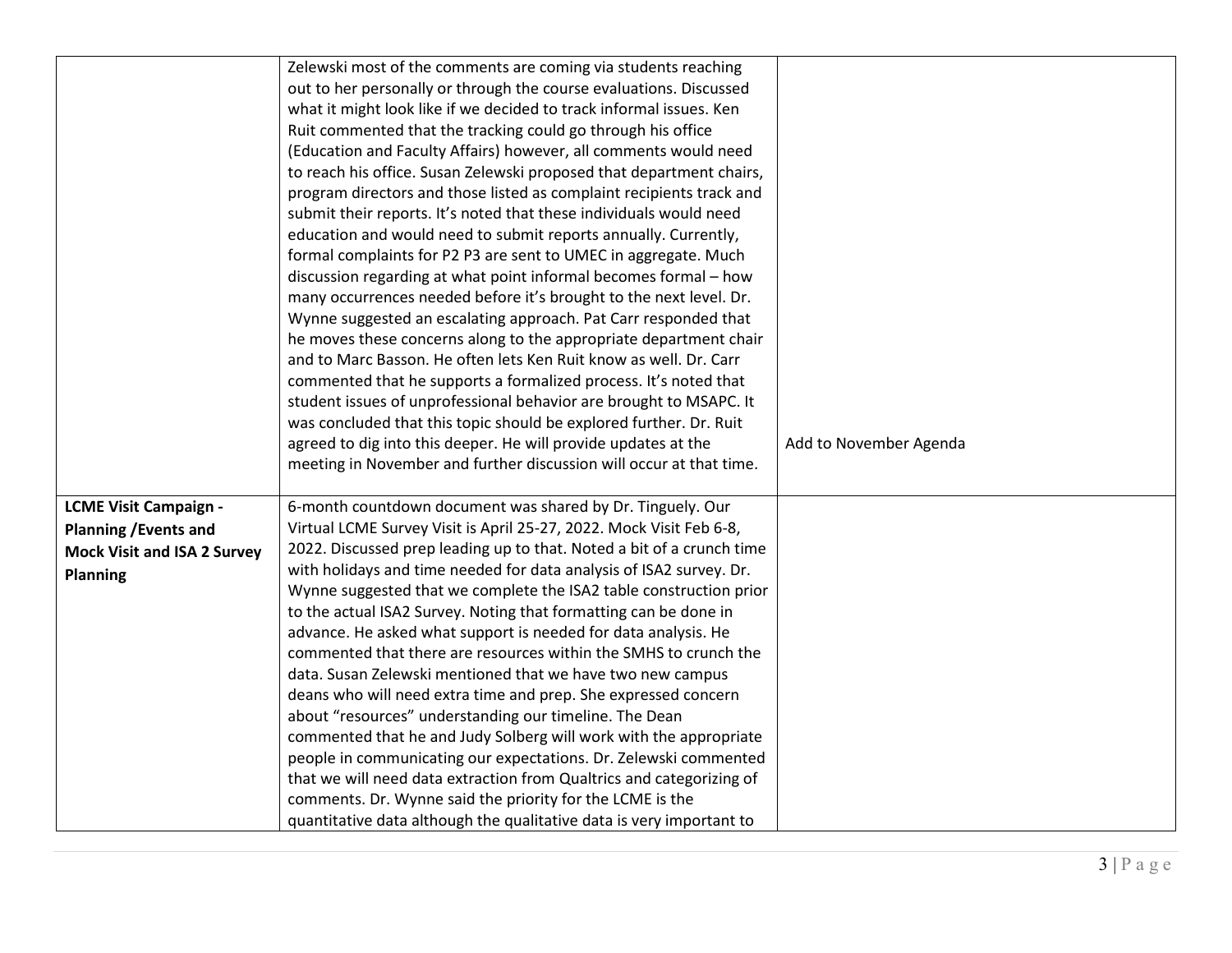| | | |
|---|---|---|
| | Zelewski most of the comments are coming via students reaching out to her personally or through the course evaluations. Discussed what it might look like if we decided to track informal issues. Ken Ruit commented that the tracking could go through his office (Education and Faculty Affairs) however, all comments would need to reach his office. Susan Zelewski proposed that department chairs, program directors and those listed as complaint recipients track and submit their reports. It's noted that these individuals would need education and would need to submit reports annually. Currently, formal complaints for P2 P3 are sent to UMEC in aggregate. Much discussion regarding at what point informal becomes formal – how many occurrences needed before it's brought to the next level. Dr. Wynne suggested an escalating approach. Pat Carr responded that he moves these concerns along to the appropriate department chair and to Marc Basson. He often lets Ken Ruit know as well. Dr. Carr commented that he supports a formalized process. It's noted that student issues of unprofessional behavior are brought to MSAPC. It was concluded that this topic should be explored further. Dr. Ruit agreed to dig into this deeper. He will provide updates at the meeting in November and further discussion will occur at that time. | Add to November Agenda |
| **LCME Visit Campaign - Planning /Events and Mock Visit and ISA 2 Survey Planning** | 6-month countdown document was shared by Dr. Tinguely. Our Virtual LCME Survey Visit is April 25-27, 2022. Mock Visit Feb 6-8, 2022. Discussed prep leading up to that. Noted a bit of a crunch time with holidays and time needed for data analysis of ISA2 survey. Dr. Wynne suggested that we complete the ISA2 table construction prior to the actual ISA2 Survey. Noting that formatting can be done in advance. He asked what support is needed for data analysis. He commented that there are resources within the SMHS to crunch the data. Susan Zelewski mentioned that we have two new campus deans who will need extra time and prep. She expressed concern about "resources" understanding our timeline. The Dean commented that he and Judy Solberg will work with the appropriate people in communicating our expectations. Dr. Zelewski commented that we will need data extraction from Qualtrics and categorizing of comments. Dr. Wynne said the priority for the LCME is the quantitative data although the qualitative data is very important to | |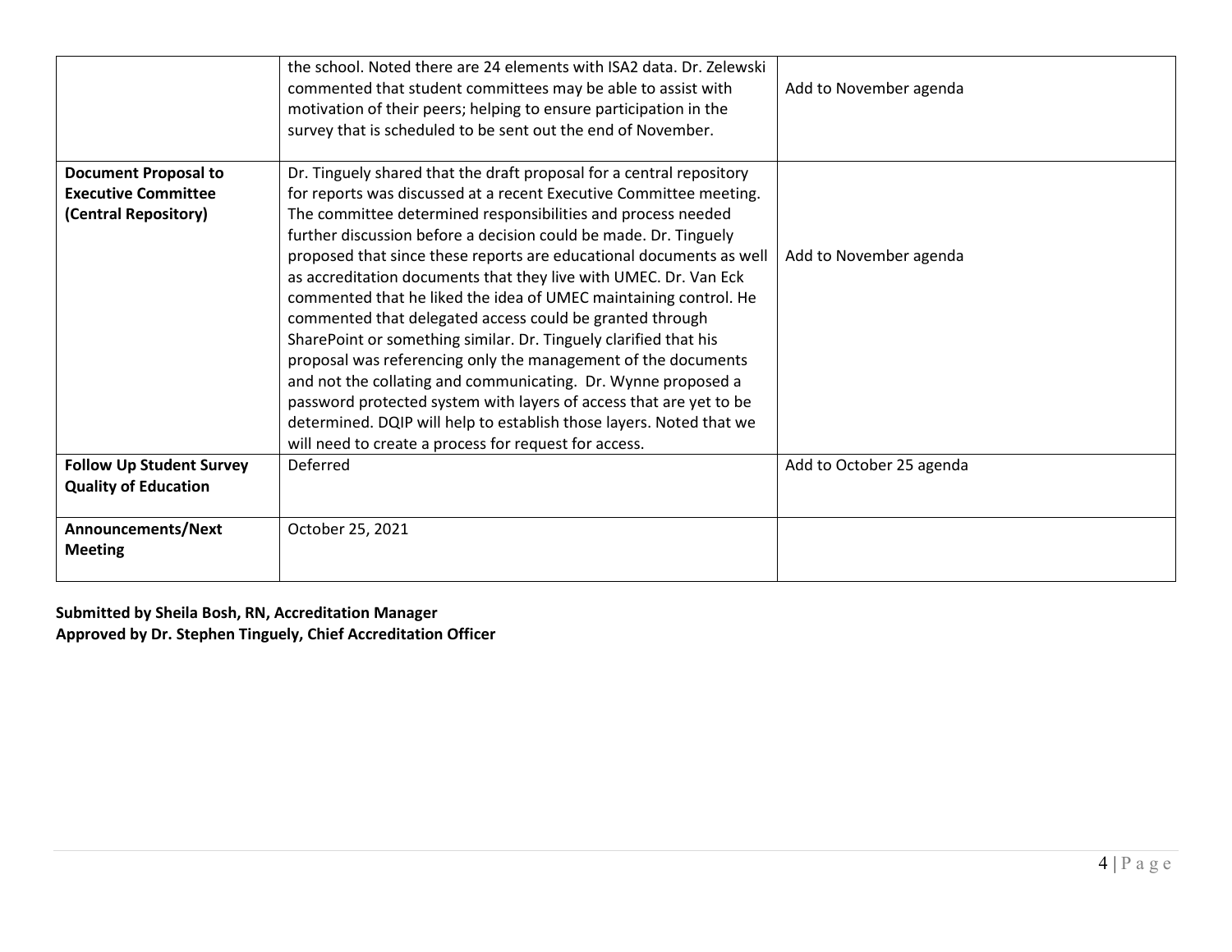| | | |
|---|---|---|
| | the school. Noted there are 24 elements with ISA2 data. Dr. Zelewski commented that student committees may be able to assist with motivation of their peers; helping to ensure participation in the survey that is scheduled to be sent out the end of November. | Add to November agenda |
| **Document Proposal to Executive Committee (Central Repository)** | Dr. Tinguely shared that the draft proposal for a central repository for reports was discussed at a recent Executive Committee meeting. The committee determined responsibilities and process needed further discussion before a decision could be made. Dr. Tinguely proposed that since these reports are educational documents as well as accreditation documents that they live with UMEC. Dr. Van Eck commented that he liked the idea of UMEC maintaining control. He commented that delegated access could be granted through SharePoint or something similar. Dr. Tinguely clarified that his proposal was referencing only the management of the documents and not the collating and communicating. Dr. Wynne proposed a password protected system with layers of access that are yet to be determined. DQIP will help to establish those layers. Noted that we will need to create a process for request for access. | Add to November agenda |
| **Follow Up Student Survey Quality of Education** | Deferred | Add to October 25 agenda |
| **Announcements/Next Meeting** | October 25, 2021 | |

**Submitted by Sheila Bosh, RN, Accreditation Manager**
**Approved by Dr. Stephen Tinguely, Chief Accreditation Officer**